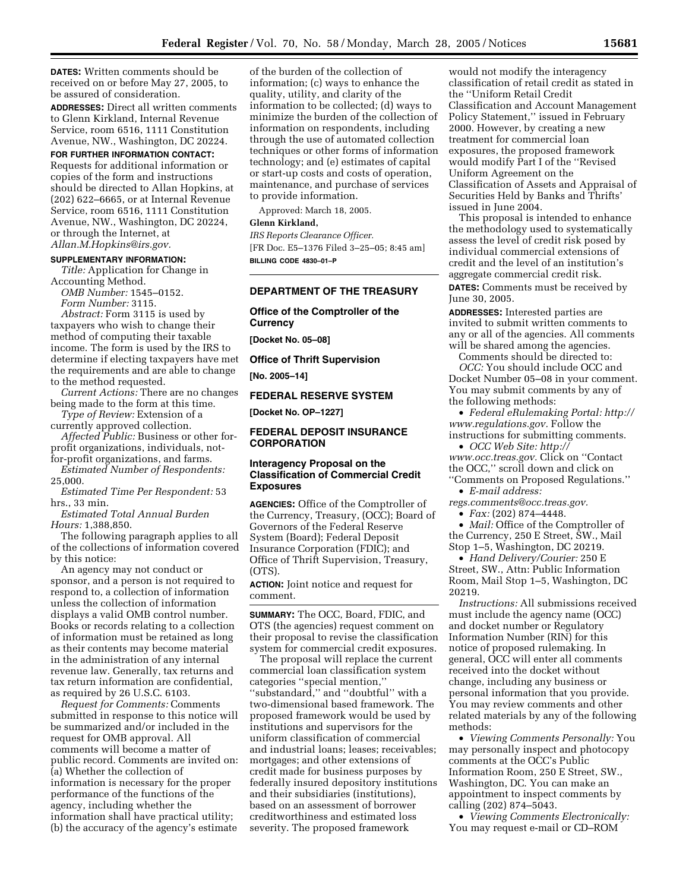**DATES:** Written comments should be received on or before May 27, 2005, to be assured of consideration.

**ADDRESSES:** Direct all written comments to Glenn Kirkland, Internal Revenue Service, room 6516, 1111 Constitution Avenue, NW., Washington, DC 20224.

**FOR FURTHER INFORMATION CONTACT:** Requests for additional information or copies of the form and instructions should be directed to Allan Hopkins, at (202) 622–6665, or at Internal Revenue Service, room 6516, 1111 Constitution Avenue, NW., Washington, DC 20224, or through the Internet, at *Allan.M.Hopkins@irs.gov.*

**SUPPLEMENTARY INFORMATION:**

*Title:* Application for Change in Accounting Method.

*OMB Number:* 1545–0152.

*Form Number:* 3115.

*Abstract:* Form 3115 is used by taxpayers who wish to change their method of computing their taxable income. The form is used by the IRS to determine if electing taxpayers have met the requirements and are able to change to the method requested.

*Current Actions:* There are no changes being made to the form at this time.

*Type of Review:* Extension of a currently approved collection.

*Affected Public:* Business or other for-profit organizations, individuals, not-for-profit organizations, and farms.

*Estimated Number of Respondents:* 25,000.

*Estimated Time Per Respondent:* 53 hrs., 33 min.

*Estimated Total Annual Burden Hours:* 1,388,850.

The following paragraph applies to all of the collections of information covered by this notice:

An agency may not conduct or sponsor, and a person is not required to respond to, a collection of information unless the collection of information displays a valid OMB control number. Books or records relating to a collection of information must be retained as long as their contents may become material in the administration of any internal revenue law. Generally, tax returns and tax return information are confidential, as required by 26 U.S.C. 6103.

*Request for Comments:* Comments submitted in response to this notice will be summarized and/or included in the request for OMB approval. All comments will become a matter of public record. Comments are invited on: (a) Whether the collection of information is necessary for the proper performance of the functions of the agency, including whether the information shall have practical utility; (b) the accuracy of the agency's estimate of the burden of the collection of information; (c) ways to enhance the quality, utility, and clarity of the information to be collected; (d) ways to minimize the burden of the collection of information on respondents, including through the use of automated collection techniques or other forms of information technology; and (e) estimates of capital or start-up costs and costs of operation, maintenance, and purchase of services to provide information.

Approved: March 18, 2005.

**Glenn Kirkland,**

*IRS Reports Clearance Officer.*

[FR Doc. E5–1376 Filed 3–25–05; 8:45 am]

**BILLING CODE 4830–01–P**

## DEPARTMENT OF THE TREASURY

### Office of the Comptroller of the Currency

**[Docket No. 05–08]**

### Office of Thrift Supervision

**[No. 2005–14]**

## FEDERAL RESERVE SYSTEM

**[Docket No. OP–1227]**

## FEDERAL DEPOSIT INSURANCE CORPORATION

### Interagency Proposal on the Classification of Commercial Credit Exposures

**AGENCIES:** Office of the Comptroller of the Currency, Treasury, (OCC); Board of Governors of the Federal Reserve System (Board); Federal Deposit Insurance Corporation (FDIC); and Office of Thrift Supervision, Treasury, (OTS).

**ACTION:** Joint notice and request for comment.

**SUMMARY:** The OCC, Board, FDIC, and OTS (the agencies) request comment on their proposal to revise the classification system for commercial credit exposures.

The proposal will replace the current commercial loan classification system categories ''special mention,'' ''substandard,'' and ''doubtful'' with a two-dimensional based framework. The proposed framework would be used by institutions and supervisors for the uniform classification of commercial and industrial loans; leases; receivables; mortgages; and other extensions of credit made for business purposes by federally insured depository institutions and their subsidiaries (institutions), based on an assessment of borrower creditworthiness and estimated loss severity. The proposed framework would not modify the interagency classification of retail credit as stated in the ''Uniform Retail Credit Classification and Account Management Policy Statement,'' issued in February 2000. However, by creating a new treatment for commercial loan exposures, the proposed framework would modify Part I of the ''Revised Uniform Agreement on the Classification of Assets and Appraisal of Securities Held by Banks and Thrifts' issued in June 2004.

This proposal is intended to enhance the methodology used to systematically assess the level of credit risk posed by individual commercial extensions of credit and the level of an institution's aggregate commercial credit risk.

**DATES:** Comments must be received by June 30, 2005.

**ADDRESSES:** Interested parties are invited to submit written comments to any or all of the agencies. All comments will be shared among the agencies.

Comments should be directed to:

*OCC:* You should include OCC and Docket Number 05–08 in your comment. You may submit comments by any of the following methods:

- *Federal eRulemaking Portal: http://www.regulations.gov.* Follow the instructions for submitting comments.
- *OCC Web Site: http://www.occ.treas.gov.* Click on ''Contact the OCC,'' scroll down and click on ''Comments on Proposed Regulations.''
- *E-mail address: regs.comments@occ.treas.gov.*
- *Fax:* (202) 874–4448.
- *Mail:* Office of the Comptroller of the Currency, 250 E Street, SW., Mail Stop 1–5, Washington, DC 20219.
- *Hand Delivery/Courier:* 250 E Street, SW., Attn: Public Information Room, Mail Stop 1–5, Washington, DC 20219.

*Instructions:* All submissions received must include the agency name (OCC) and docket number or Regulatory Information Number (RIN) for this notice of proposed rulemaking. In general, OCC will enter all comments received into the docket without change, including any business or personal information that you provide. You may review comments and other related materials by any of the following methods:

- *Viewing Comments Personally:* You may personally inspect and photocopy comments at the OCC's Public Information Room, 250 E Street, SW., Washington, DC. You can make an appointment to inspect comments by calling (202) 874–5043.
- *Viewing Comments Electronically:* You may request e-mail or CD–ROM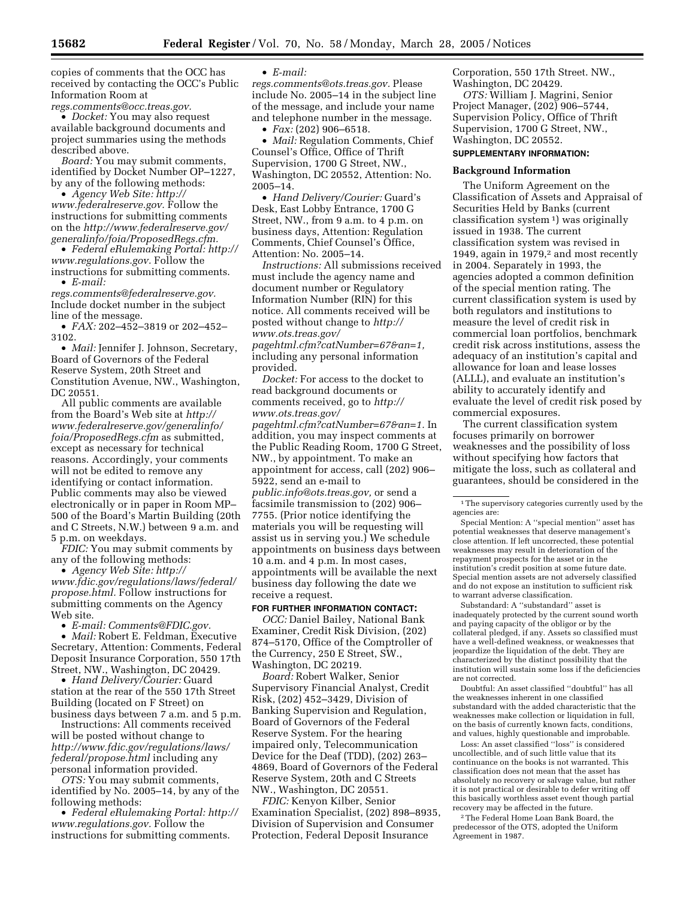copies of comments that the OCC has received by contacting the OCC's Public Information Room at *regs.comments@occ.treas.gov*.

• *Docket:* You may also request available background documents and project summaries using the methods described above.

*Board:* You may submit comments, identified by Docket Number OP–1227, by any of the following methods:

• *Agency Web Site: http://www.federalreserve.gov.* Follow the instructions for submitting comments on the *http://www.federalreserve.gov/generalinfo/foia/ProposedRegs.cfm.*

• *Federal eRulemaking Portal: http://www.regulations.gov.* Follow the instructions for submitting comments.

• *E-mail: regs.comments@federalreserve.gov.* Include docket number in the subject line of the message.

• *FAX:* 202–452–3819 or 202–452–3102.

• *Mail:* Jennifer J. Johnson, Secretary, Board of Governors of the Federal Reserve System, 20th Street and Constitution Avenue, NW., Washington, DC 20551.

All public comments are available from the Board's Web site at *http://www.federalreserve.gov/generalinfo/foia/ProposedRegs.cfm* as submitted, except as necessary for technical reasons. Accordingly, your comments will not be edited to remove any identifying or contact information. Public comments may also be viewed electronically or in paper in Room MP–500 of the Board's Martin Building (20th and C Streets, N.W.) between 9 a.m. and 5 p.m. on weekdays.

*FDIC:* You may submit comments by any of the following methods:

• *Agency Web Site: http://www.fdic.gov/regulations/laws/federal/propose.html.* Follow instructions for submitting comments on the Agency Web site.

• *E-mail: Comments@FDIC.gov.*

• *Mail:* Robert E. Feldman, Executive Secretary, Attention: Comments, Federal Deposit Insurance Corporation, 550 17th Street, NW., Washington, DC 20429.

• *Hand Delivery/Courier:* Guard station at the rear of the 550 17th Street Building (located on F Street) on business days between 7 a.m. and 5 p.m.

Instructions: All comments received will be posted without change to *http://www.fdic.gov/regulations/laws/federal/propose.html* including any personal information provided.

*OTS:* You may submit comments, identified by No. 2005–14, by any of the following methods:

• *Federal eRulemaking Portal: http://www.regulations.gov.* Follow the instructions for submitting comments.

• *E-mail: regs.comments@ots.treas.gov.* Please include No. 2005–14 in the subject line of the message, and include your name and telephone number in the message.

• *Fax:* (202) 906–6518.

• *Mail:* Regulation Comments, Chief Counsel's Office, Office of Thrift Supervision, 1700 G Street, NW., Washington, DC 20552, Attention: No. 2005–14.

• *Hand Delivery/Courier:* Guard's Desk, East Lobby Entrance, 1700 G Street, NW., from 9 a.m. to 4 p.m. on business days, Attention: Regulation Comments, Chief Counsel's Office, Attention: No. 2005–14.

*Instructions:* All submissions received must include the agency name and document number or Regulatory Information Number (RIN) for this notice. All comments received will be posted without change to *http://www.ots.treas.gov/pagehtml.cfm?catNumber=67&an=1,* including any personal information provided.

*Docket:* For access to the docket to read background documents or comments received, go to *http://www.ots.treas.gov/pagehtml.cfm?catNumber=67&an=1.* In addition, you may inspect comments at the Public Reading Room, 1700 G Street, NW., by appointment. To make an appointment for access, call (202) 906–5922, send an e-mail to *public.info@ots.treas.gov,* or send a facsimile transmission to (202) 906–7755. (Prior notice identifying the materials you will be requesting will assist us in serving you.) We schedule appointments on business days between 10 a.m. and 4 p.m. In most cases, appointments will be available the next business day following the date we receive a request.

**FOR FURTHER INFORMATION CONTACT:**

*OCC:* Daniel Bailey, National Bank Examiner, Credit Risk Division, (202) 874–5170, Office of the Comptroller of the Currency, 250 E Street, SW., Washington, DC 20219.

*Board:* Robert Walker, Senior Supervisory Financial Analyst, Credit Risk, (202) 452–3429, Division of Banking Supervision and Regulation, Board of Governors of the Federal Reserve System. For the hearing impaired only, Telecommunication Device for the Deaf (TDD), (202) 263–4869, Board of Governors of the Federal Reserve System, 20th and C Streets NW., Washington, DC 20551.

*FDIC:* Kenyon Kilber, Senior Examination Specialist, (202) 898–8935, Division of Supervision and Consumer Protection, Federal Deposit Insurance Corporation, 550 17th Street. NW., Washington, DC 20429.

*OTS:* William J. Magrini, Senior Project Manager, (202) 906–5744, Supervision Policy, Office of Thrift Supervision, 1700 G Street, NW., Washington, DC 20552.

**SUPPLEMENTARY INFORMATION:**

## Background Information

The Uniform Agreement on the Classification of Assets and Appraisal of Securities Held by Banks (current classification system [1]) was originally issued in 1938. The current classification system was revised in 1949, again in 1979,[2] and most recently in 2004. Separately in 1993, the agencies adopted a common definition of the special mention rating. The current classification system is used by both regulators and institutions to measure the level of credit risk in commercial loan portfolios, benchmark credit risk across institutions, assess the adequacy of an institution's capital and allowance for loan and lease losses (ALLL), and evaluate an institution's ability to accurately identify and evaluate the level of credit risk posed by commercial exposures.

The current classification system focuses primarily on borrower weaknesses and the possibility of loss without specifying how factors that mitigate the loss, such as collateral and guarantees, should be considered in the

---

[1] The supervisory categories currently used by the agencies are:

Special Mention: A ''special mention'' asset has potential weaknesses that deserve management's close attention. If left uncorrected, these potential weaknesses may result in deterioration of the repayment prospects for the asset or in the institution's credit position at some future date. Special mention assets are not adversely classified and do not expose an institution to sufficient risk to warrant adverse classification.

Substandard: A ''substandard'' asset is inadequately protected by the current sound worth and paying capacity of the obligor or by the collateral pledged, if any. Assets so classified must have a well-defined weakness, or weaknesses that jeopardize the liquidation of the debt. They are characterized by the distinct possibility that the institution will sustain some loss if the deficiencies are not corrected.

Doubtful: An asset classified ''doubtful'' has all the weaknesses inherent in one classified substandard with the added characteristic that the weaknesses make collection or liquidation in full, on the basis of currently known facts, conditions, and values, highly questionable and improbable.

Loss: An asset classified ''loss'' is considered uncollectible, and of such little value that its continuance on the books is not warranted. This classification does not mean that the asset has absolutely no recovery or salvage value, but rather it is not practical or desirable to defer writing off this basically worthless asset event though partial recovery may be affected in the future.

[2] The Federal Home Loan Bank Board, the predecessor of the OTS, adopted the Uniform Agreement in 1987.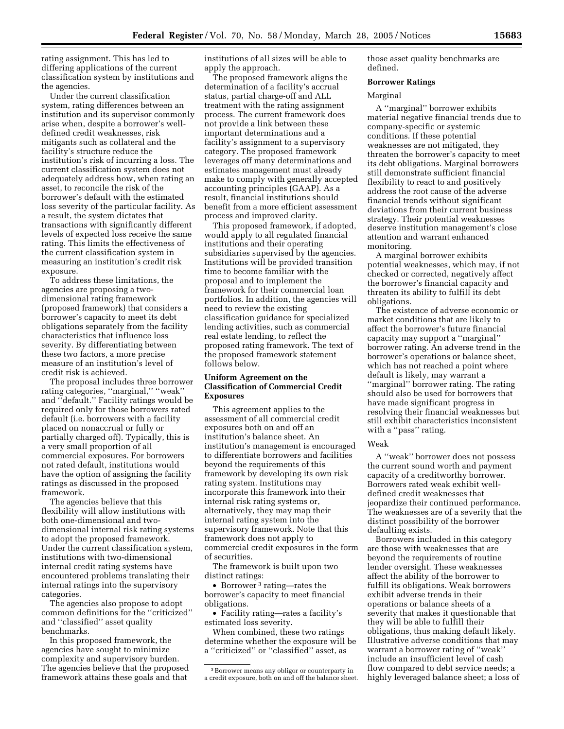rating assignment. This has led to differing applications of the current classification system by institutions and the agencies.

Under the current classification system, rating differences between an institution and its supervisor commonly arise when, despite a borrower's well-defined credit weaknesses, risk mitigants such as collateral and the facility's structure reduce the institution's risk of incurring a loss. The current classification system does not adequately address how, when rating an asset, to reconcile the risk of the borrower's default with the estimated loss severity of the particular facility. As a result, the system dictates that transactions with significantly different levels of expected loss receive the same rating. This limits the effectiveness of the current classification system in measuring an institution's credit risk exposure.

To address these limitations, the agencies are proposing a two-dimensional rating framework (proposed framework) that considers a borrower's capacity to meet its debt obligations separately from the facility characteristics that influence loss severity. By differentiating between these two factors, a more precise measure of an institution's level of credit risk is achieved.

The proposal includes three borrower rating categories, ''marginal,'' ''weak'' and ''default.'' Facility ratings would be required only for those borrowers rated default (i.e. borrowers with a facility placed on nonaccrual or fully or partially charged off). Typically, this is a very small proportion of all commercial exposures. For borrowers not rated default, institutions would have the option of assigning the facility ratings as discussed in the proposed framework.

The agencies believe that this flexibility will allow institutions with both one-dimensional and two-dimensional internal risk rating systems to adopt the proposed framework. Under the current classification system, institutions with two-dimensional internal credit rating systems have encountered problems translating their internal ratings into the supervisory categories.

The agencies also propose to adopt common definitions for the ''criticized'' and ''classified'' asset quality benchmarks.

In this proposed framework, the agencies have sought to minimize complexity and supervisory burden. The agencies believe that the proposed framework attains these goals and that institutions of all sizes will be able to apply the approach.

The proposed framework aligns the determination of a facility's accrual status, partial charge-off and ALL treatment with the rating assignment process. The current framework does not provide a link between these important determinations and a facility's assignment to a supervisory category. The proposed framework leverages off many determinations and estimates management must already make to comply with generally accepted accounting principles (GAAP). As a result, financial institutions should benefit from a more efficient assessment process and improved clarity.

This proposed framework, if adopted, would apply to all regulated financial institutions and their operating subsidiaries supervised by the agencies. Institutions will be provided transition time to become familiar with the proposal and to implement the framework for their commercial loan portfolios. In addition, the agencies will need to review the existing classification guidance for specialized lending activities, such as commercial real estate lending, to reflect the proposed rating framework. The text of the proposed framework statement follows below.

## Uniform Agreement on the Classification of Commercial Credit Exposures

This agreement applies to the assessment of all commercial credit exposures both on and off an institution's balance sheet. An institution's management is encouraged to differentiate borrowers and facilities beyond the requirements of this framework by developing its own risk rating system. Institutions may incorporate this framework into their internal risk rating systems or, alternatively, they may map their internal rating system into the supervisory framework. Note that this framework does not apply to commercial credit exposures in the form of securities.

The framework is built upon two distinct ratings:

- Borrower [3] rating—rates the borrower's capacity to meet financial obligations.
- Facility rating—rates a facility's estimated loss severity.

When combined, these two ratings determine whether the exposure will be a ''criticized'' or ''classified'' asset, as those asset quality benchmarks are defined.

### Borrower Ratings

#### Marginal

A ''marginal'' borrower exhibits material negative financial trends due to company-specific or systemic conditions. If these potential weaknesses are not mitigated, they threaten the borrower's capacity to meet its debt obligations. Marginal borrowers still demonstrate sufficient financial flexibility to react to and positively address the root cause of the adverse financial trends without significant deviations from their current business strategy. Their potential weaknesses deserve institution management's close attention and warrant enhanced monitoring.

A marginal borrower exhibits potential weaknesses, which may, if not checked or corrected, negatively affect the borrower's financial capacity and threaten its ability to fulfill its debt obligations.

The existence of adverse economic or market conditions that are likely to affect the borrower's future financial capacity may support a ''marginal'' borrower rating. An adverse trend in the borrower's operations or balance sheet, which has not reached a point where default is likely, may warrant a ''marginal'' borrower rating. The rating should also be used for borrowers that have made significant progress in resolving their financial weaknesses but still exhibit characteristics inconsistent with a ''pass'' rating.

#### Weak

A ''weak'' borrower does not possess the current sound worth and payment capacity of a creditworthy borrower. Borrowers rated weak exhibit well-defined credit weaknesses that jeopardize their continued performance. The weaknesses are of a severity that the distinct possibility of the borrower defaulting exists.

Borrowers included in this category are those with weaknesses that are beyond the requirements of routine lender oversight. These weaknesses affect the ability of the borrower to fulfill its obligations. Weak borrowers exhibit adverse trends in their operations or balance sheets of a severity that makes it questionable that they will be able to fulfill their obligations, thus making default likely. Illustrative adverse conditions that may warrant a borrower rating of ''weak'' include an insufficient level of cash flow compared to debt service needs; a highly leveraged balance sheet; a loss of

[3] Borrower means any obligor or counterparty in a credit exposure, both on and off the balance sheet.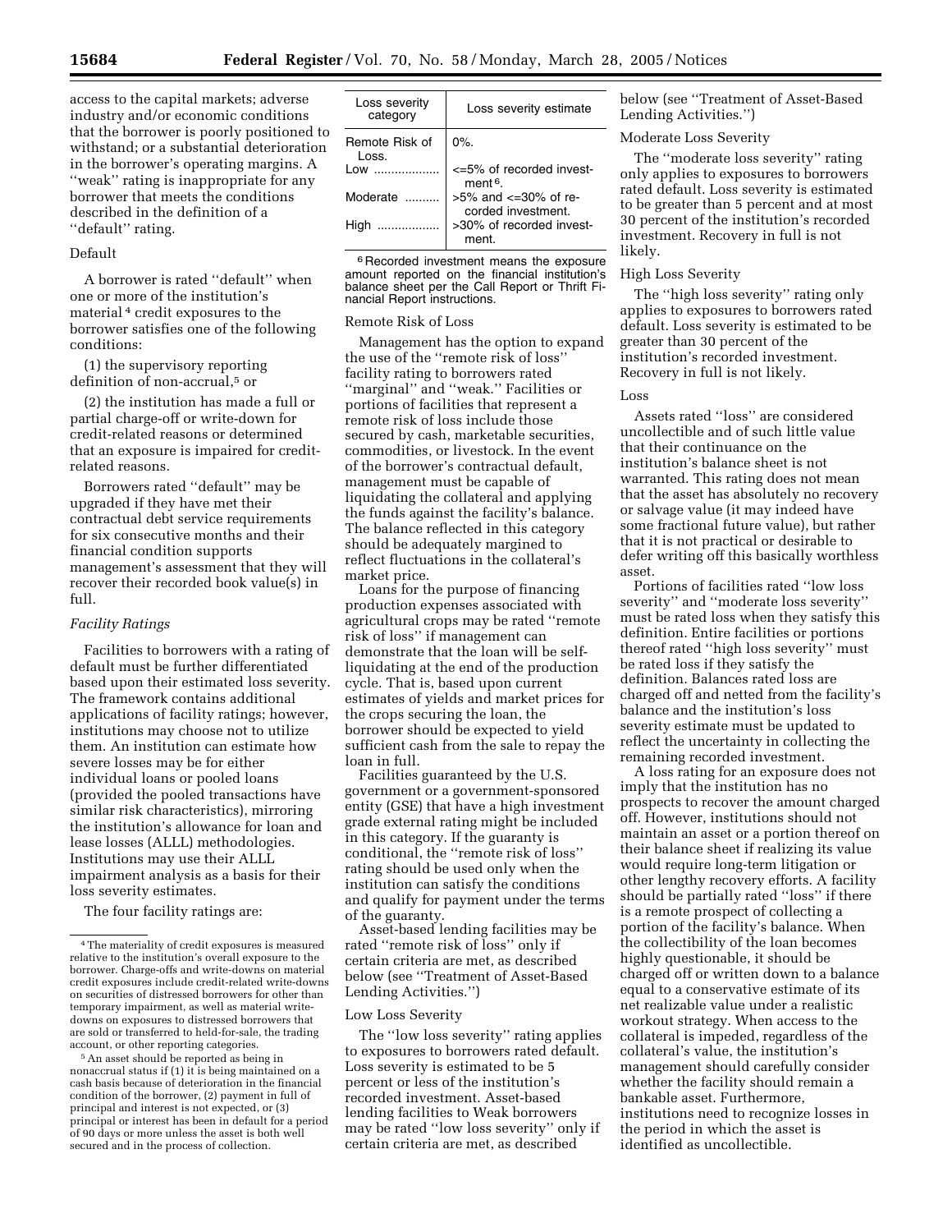access to the capital markets; adverse industry and/or economic conditions that the borrower is poorly positioned to withstand; or a substantial deterioration in the borrower's operating margins. A ''weak'' rating is inappropriate for any borrower that meets the conditions described in the definition of a ''default'' rating.

Default

A borrower is rated ''default'' when one or more of the institution's material [4] credit exposures to the borrower satisfies one of the following conditions:

(1) the supervisory reporting definition of non-accrual,[5] or

(2) the institution has made a full or partial charge-off or write-down for credit-related reasons or determined that an exposure is impaired for credit-related reasons.

Borrowers rated ''default'' may be upgraded if they have met their contractual debt service requirements for six consecutive months and their financial condition supports management's assessment that they will recover their recorded book value(s) in full.

*Facility Ratings*

Facilities to borrowers with a rating of default must be further differentiated based upon their estimated loss severity. The framework contains additional applications of facility ratings; however, institutions may choose not to utilize them. An institution can estimate how severe losses may be for either individual loans or pooled loans (provided the pooled transactions have similar risk characteristics), mirroring the institution's allowance for loan and lease losses (ALLL) methodologies. Institutions may use their ALLL impairment analysis as a basis for their loss severity estimates.

The four facility ratings are:

| Loss severity category | Loss severity estimate |
|---|---|
| Remote Risk of Loss. | 0%. |
| Low | <=5% of recorded investment [6]. |
| Moderate | >5% and <=30% of recorded investment. |
| High | >30% of recorded investment. |

[6] Recorded investment means the exposure amount reported on the financial institution's balance sheet per the Call Report or Thrift Financial Report instructions.

Remote Risk of Loss

Management has the option to expand the use of the ''remote risk of loss'' facility rating to borrowers rated ''marginal'' and ''weak.'' Facilities or portions of facilities that represent a remote risk of loss include those secured by cash, marketable securities, commodities, or livestock. In the event of the borrower's contractual default, management must be capable of liquidating the collateral and applying the funds against the facility's balance. The balance reflected in this category should be adequately margined to reflect fluctuations in the collateral's market price.

Loans for the purpose of financing production expenses associated with agricultural crops may be rated ''remote risk of loss'' if management can demonstrate that the loan will be self-liquidating at the end of the production cycle. That is, based upon current estimates of yields and market prices for the crops securing the loan, the borrower should be expected to yield sufficient cash from the sale to repay the loan in full.

Facilities guaranteed by the U.S. government or a government-sponsored entity (GSE) that have a high investment grade external rating might be included in this category. If the guaranty is conditional, the ''remote risk of loss'' rating should be used only when the institution can satisfy the conditions and qualify for payment under the terms of the guaranty.

Asset-based lending facilities may be rated ''remote risk of loss'' only if certain criteria are met, as described below (see ''Treatment of Asset-Based Lending Activities.'')

Low Loss Severity

The ''low loss severity'' rating applies to exposures to borrowers rated default. Loss severity is estimated to be 5 percent or less of the institution's recorded investment. Asset-based lending facilities to Weak borrowers may be rated ''low loss severity'' only if certain criteria are met, as described below (see ''Treatment of Asset-Based Lending Activities.'')

Moderate Loss Severity

The ''moderate loss severity'' rating only applies to exposures to borrowers rated default. Loss severity is estimated to be greater than 5 percent and at most 30 percent of the institution's recorded investment. Recovery in full is not likely.

High Loss Severity

The ''high loss severity'' rating only applies to exposures to borrowers rated default. Loss severity is estimated to be greater than 30 percent of the institution's recorded investment. Recovery in full is not likely.

Loss

Assets rated ''loss'' are considered uncollectible and of such little value that their continuance on the institution's balance sheet is not warranted. This rating does not mean that the asset has absolutely no recovery or salvage value (it may indeed have some fractional future value), but rather that it is not practical or desirable to defer writing off this basically worthless asset.

Portions of facilities rated ''low loss severity'' and ''moderate loss severity'' must be rated loss when they satisfy this definition. Entire facilities or portions thereof rated ''high loss severity'' must be rated loss if they satisfy the definition. Balances rated loss are charged off and netted from the facility's balance and the institution's loss severity estimate must be updated to reflect the uncertainty in collecting the remaining recorded investment.

A loss rating for an exposure does not imply that the institution has no prospects to recover the amount charged off. However, institutions should not maintain an asset or a portion thereof on their balance sheet if realizing its value would require long-term litigation or other lengthy recovery efforts. A facility should be partially rated ''loss'' if there is a remote prospect of collecting a portion of the facility's balance. When the collectibility of the loan becomes highly questionable, it should be charged off or written down to a balance equal to a conservative estimate of its net realizable value under a realistic workout strategy. When access to the collateral is impeded, regardless of the collateral's value, the institution's management should carefully consider whether the facility should remain a bankable asset. Furthermore, institutions need to recognize losses in the period in which the asset is identified as uncollectible.

[4] The materiality of credit exposures is measured relative to the institution's overall exposure to the borrower. Charge-offs and write-downs on material credit exposures include credit-related write-downs on securities of distressed borrowers for other than temporary impairment, as well as material write-downs on exposures to distressed borrowers that are sold or transferred to held-for-sale, the trading account, or other reporting categories.

[5] An asset should be reported as being in nonaccrual status if (1) it is being maintained on a cash basis because of deterioration in the financial condition of the borrower, (2) payment in full of principal and interest is not expected, or (3) principal or interest has been in default for a period of 90 days or more unless the asset is both well secured and in the process of collection.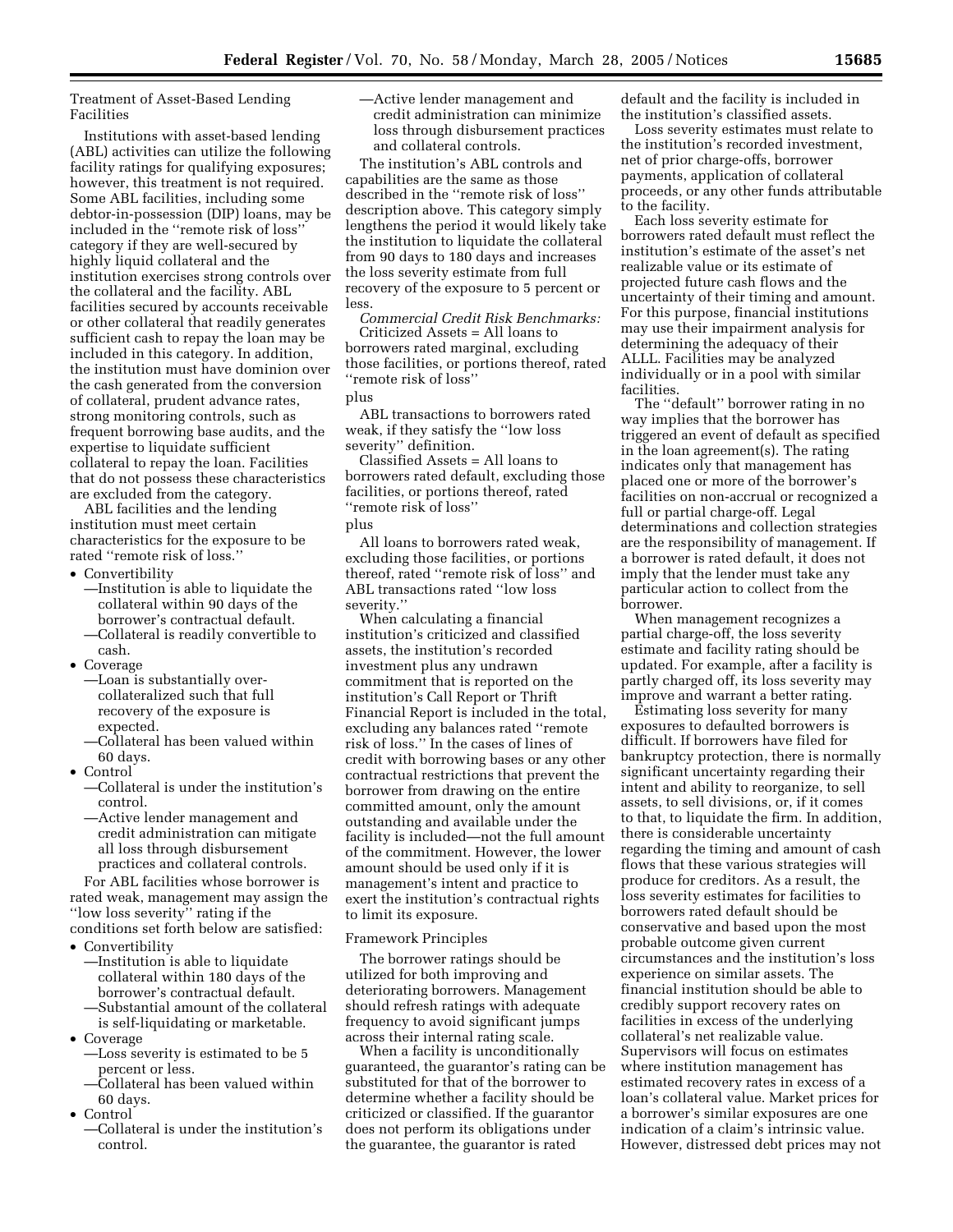Treatment of Asset-Based Lending Facilities

Institutions with asset-based lending (ABL) activities can utilize the following facility ratings for qualifying exposures; however, this treatment is not required. Some ABL facilities, including some debtor-in-possession (DIP) loans, may be included in the ''remote risk of loss'' category if they are well-secured by highly liquid collateral and the institution exercises strong controls over the collateral and the facility. ABL facilities secured by accounts receivable or other collateral that readily generates sufficient cash to repay the loan may be included in this category. In addition, the institution must have dominion over the cash generated from the conversion of collateral, prudent advance rates, strong monitoring controls, such as frequent borrowing base audits, and the expertise to liquidate sufficient collateral to repay the loan. Facilities that do not possess these characteristics are excluded from the category.

ABL facilities and the lending institution must meet certain characteristics for the exposure to be rated ''remote risk of loss.''

- Convertibility
  - —Institution is able to liquidate the collateral within 90 days of the borrower's contractual default.
  - —Collateral is readily convertible to cash.
- Coverage
  - —Loan is substantially over-collateralized such that full recovery of the exposure is expected.
  - —Collateral has been valued within 60 days.
- Control
  - —Collateral is under the institution's control.
  - —Active lender management and credit administration can mitigate all loss through disbursement practices and collateral controls.

For ABL facilities whose borrower is rated weak, management may assign the ''low loss severity'' rating if the conditions set forth below are satisfied:

- Convertibility
  - —Institution is able to liquidate collateral within 180 days of the borrower's contractual default.
  - —Substantial amount of the collateral is self-liquidating or marketable.
- Coverage
  - —Loss severity is estimated to be 5 percent or less.
  - —Collateral has been valued within 60 days.
- Control
  - —Collateral is under the institution's control.
  - —Active lender management and credit administration can minimize loss through disbursement practices and collateral controls.

The institution's ABL controls and capabilities are the same as those described in the ''remote risk of loss'' description above. This category simply lengthens the period it would likely take the institution to liquidate the collateral from 90 days to 180 days and increases the loss severity estimate from full recovery of the exposure to 5 percent or less.

*Commercial Credit Risk Benchmarks:*

Criticized Assets = All loans to borrowers rated marginal, excluding those facilities, or portions thereof, rated ''remote risk of loss''

plus

ABL transactions to borrowers rated weak, if they satisfy the ''low loss severity'' definition.

Classified Assets = All loans to borrowers rated default, excluding those facilities, or portions thereof, rated ''remote risk of loss''

plus

All loans to borrowers rated weak, excluding those facilities, or portions thereof, rated ''remote risk of loss'' and ABL transactions rated ''low loss severity.''

When calculating a financial institution's criticized and classified assets, the institution's recorded investment plus any undrawn commitment that is reported on the institution's Call Report or Thrift Financial Report is included in the total, excluding any balances rated ''remote risk of loss.'' In the cases of lines of credit with borrowing bases or any other contractual restrictions that prevent the borrower from drawing on the entire committed amount, only the amount outstanding and available under the facility is included—not the full amount of the commitment. However, the lower amount should be used only if it is management's intent and practice to exert the institution's contractual rights to limit its exposure.

Framework Principles

The borrower ratings should be utilized for both improving and deteriorating borrowers. Management should refresh ratings with adequate frequency to avoid significant jumps across their internal rating scale.

When a facility is unconditionally guaranteed, the guarantor's rating can be substituted for that of the borrower to determine whether a facility should be criticized or classified. If the guarantor does not perform its obligations under the guarantee, the guarantor is rated default and the facility is included in the institution's classified assets.

Loss severity estimates must relate to the institution's recorded investment, net of prior charge-offs, borrower payments, application of collateral proceeds, or any other funds attributable to the facility.

Each loss severity estimate for borrowers rated default must reflect the institution's estimate of the asset's net realizable value or its estimate of projected future cash flows and the uncertainty of their timing and amount. For this purpose, financial institutions may use their impairment analysis for determining the adequacy of their ALLL. Facilities may be analyzed individually or in a pool with similar facilities.

The ''default'' borrower rating in no way implies that the borrower has triggered an event of default as specified in the loan agreement(s). The rating indicates only that management has placed one or more of the borrower's facilities on non-accrual or recognized a full or partial charge-off. Legal determinations and collection strategies are the responsibility of management. If a borrower is rated default, it does not imply that the lender must take any particular action to collect from the borrower.

When management recognizes a partial charge-off, the loss severity estimate and facility rating should be updated. For example, after a facility is partly charged off, its loss severity may improve and warrant a better rating.

Estimating loss severity for many exposures to defaulted borrowers is difficult. If borrowers have filed for bankruptcy protection, there is normally significant uncertainty regarding their intent and ability to reorganize, to sell assets, to sell divisions, or, if it comes to that, to liquidate the firm. In addition, there is considerable uncertainty regarding the timing and amount of cash flows that these various strategies will produce for creditors. As a result, the loss severity estimates for facilities to borrowers rated default should be conservative and based upon the most probable outcome given current circumstances and the institution's loss experience on similar assets. The financial institution should be able to credibly support recovery rates on facilities in excess of the underlying collateral's net realizable value. Supervisors will focus on estimates where institution management has estimated recovery rates in excess of a loan's collateral value. Market prices for a borrower's similar exposures are one indication of a claim's intrinsic value. However, distressed debt prices may not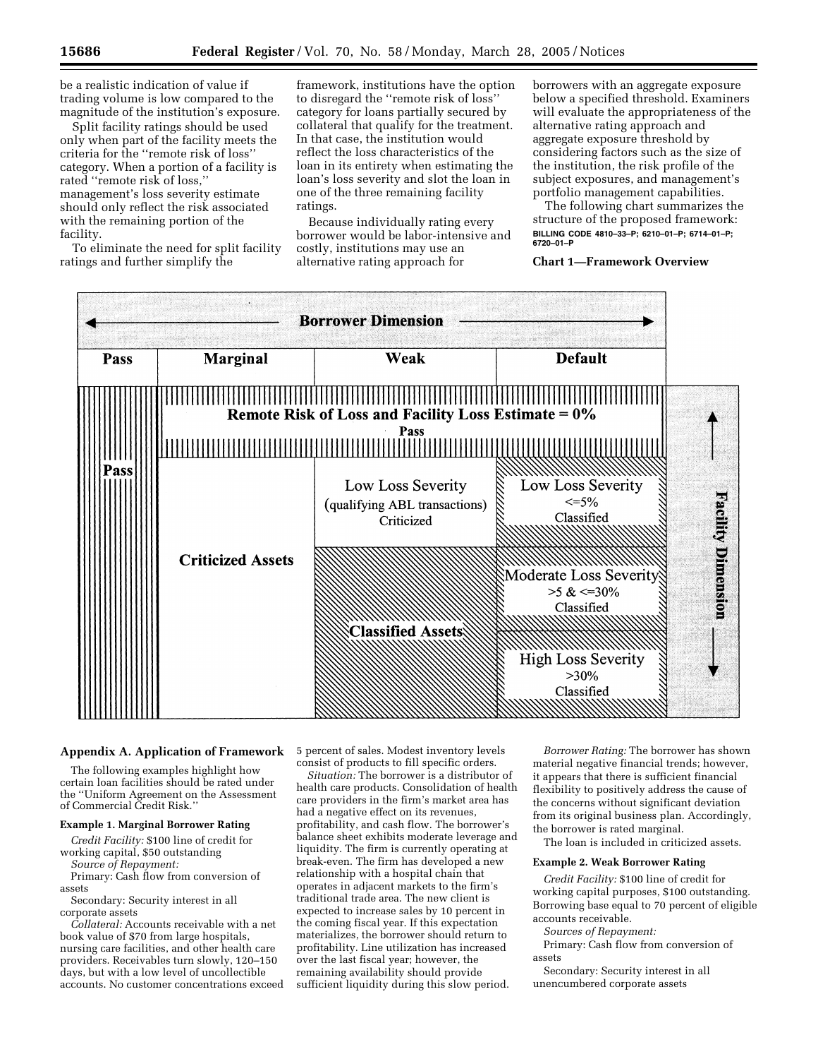be a realistic indication of value if trading volume is low compared to the magnitude of the institution's exposure.

Split facility ratings should be used only when part of the facility meets the criteria for the "remote risk of loss" category. When a portion of a facility is rated "remote risk of loss," management's loss severity estimate should only reflect the risk associated with the remaining portion of the facility.

To eliminate the need for split facility ratings and further simplify the framework, institutions have the option to disregard the "remote risk of loss" category for loans partially secured by collateral that qualify for the treatment. In that case, the institution would reflect the loss characteristics of the loan in its entirety when estimating the loan's loss severity and slot the loan in one of the three remaining facility ratings.

Because individually rating every borrower would be labor-intensive and costly, institutions may use an alternative rating approach for borrowers with an aggregate exposure below a specified threshold. Examiners will evaluate the appropriateness of the alternative rating approach and aggregate exposure threshold by considering factors such as the size of the institution, the risk profile of the subject exposures, and management's portfolio management capabilities.

The following chart summarizes the structure of the proposed framework:

BILLING CODE 4810–33–P; 6210–01–P; 6714–01–P; 6720–01–P

**Chart 1—Framework Overview**

Borrower Dimension (horizontal axis): Pass | Marginal | Weak | Default

Facility Dimension (vertical axis)

| | Pass | Marginal | Weak | Default |
|---|---|---|---|---|
| Remote Risk of Loss and Facility Loss Estimate = 0% | Pass | Pass | Pass | Pass |
| Low Loss Severity | Pass | Criticized Assets | Low Loss Severity (qualifying ABL transactions) Criticized | Low Loss Severity <=5% Classified |
| Moderate Loss Severity | Pass | Criticized Assets | Classified Assets | Moderate Loss Severity >5 & <=30% Classified |
| High Loss Severity | Pass | Criticized Assets | Classified Assets | High Loss Severity >30% Classified |

## Appendix A. Application of Framework

The following examples highlight how certain loan facilities should be rated under the "Uniform Agreement on the Assessment of Commercial Credit Risk."

### Example 1. Marginal Borrower Rating

*Credit Facility:* $100 line of credit for working capital, $50 outstanding

*Source of Repayment:*

Primary: Cash flow from conversion of assets

Secondary: Security interest in all corporate assets

*Collateral:* Accounts receivable with a net book value of $70 from large hospitals, nursing care facilities, and other health care providers. Receivables turn slowly, 120–150 days, but with a low level of uncollectible accounts. No customer concentrations exceed 5 percent of sales. Modest inventory levels consist of products to fill specific orders.

*Situation:* The borrower is a distributor of health care products. Consolidation of health care providers in the firm's market area has had a negative effect on its revenues, profitability, and cash flow. The borrower's balance sheet exhibits moderate leverage and liquidity. The firm is currently operating at break-even. The firm has developed a new relationship with a hospital chain that operates in adjacent markets to the firm's traditional trade area. The new client is expected to increase sales by 10 percent in the coming fiscal year. If this expectation materializes, the borrower should return to profitability. Line utilization has increased over the last fiscal year; however, the remaining availability should provide sufficient liquidity during this slow period.

*Borrower Rating:* The borrower has shown material negative financial trends; however, it appears that there is sufficient financial flexibility to positively address the cause of the concerns without significant deviation from its original business plan. Accordingly, the borrower is rated marginal.

The loan is included in criticized assets.

### Example 2. Weak Borrower Rating

*Credit Facility:* $100 line of credit for working capital purposes, $100 outstanding. Borrowing base equal to 70 percent of eligible accounts receivable.

*Sources of Repayment:*

Primary: Cash flow from conversion of assets

Secondary: Security interest in all unencumbered corporate assets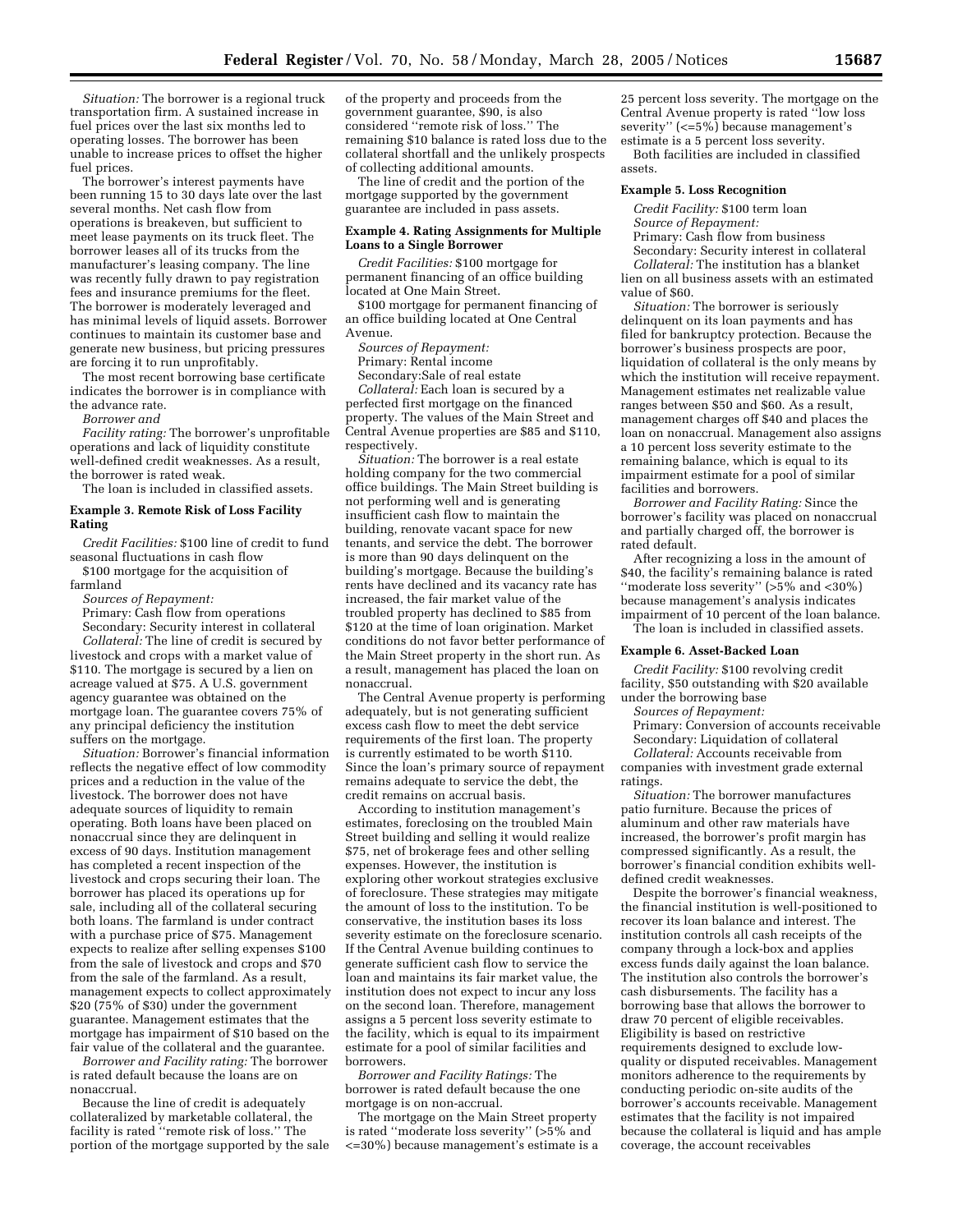*Situation:* The borrower is a regional truck transportation firm. A sustained increase in fuel prices over the last six months led to operating losses. The borrower has been unable to increase prices to offset the higher fuel prices.

The borrower's interest payments have been running 15 to 30 days late over the last several months. Net cash flow from operations is breakeven, but sufficient to meet lease payments on its truck fleet. The borrower leases all of its trucks from the manufacturer's leasing company. The line was recently fully drawn to pay registration fees and insurance premiums for the fleet. The borrower is moderately leveraged and has minimal levels of liquid assets. Borrower continues to maintain its customer base and generate new business, but pricing pressures are forcing it to run unprofitably.

The most recent borrowing base certificate indicates the borrower is in compliance with the advance rate.

*Borrower and*

*Facility rating:* The borrower's unprofitable operations and lack of liquidity constitute well-defined credit weaknesses. As a result, the borrower is rated weak.

The loan is included in classified assets.

**Example 3. Remote Risk of Loss Facility Rating**

*Credit Facilities:* $100 line of credit to fund seasonal fluctuations in cash flow

$100 mortgage for the acquisition of farmland

*Sources of Repayment:*

Primary: Cash flow from operations

Secondary: Security interest in collateral

*Collateral:* The line of credit is secured by livestock and crops with a market value of $110. The mortgage is secured by a lien on acreage valued at $75. A U.S. government agency guarantee was obtained on the mortgage loan. The guarantee covers 75% of any principal deficiency the institution suffers on the mortgage.

*Situation:* Borrower's financial information reflects the negative effect of low commodity prices and a reduction in the value of the livestock. The borrower does not have adequate sources of liquidity to remain operating. Both loans have been placed on nonaccrual since they are delinquent in excess of 90 days. Institution management has completed a recent inspection of the livestock and crops securing their loan. The borrower has placed its operations up for sale, including all of the collateral securing both loans. The farmland is under contract with a purchase price of $75. Management expects to realize after selling expenses $100 from the sale of livestock and crops and $70 from the sale of the farmland. As a result, management expects to collect approximately $20 (75% of $30) under the government guarantee. Management estimates that the mortgage has impairment of $10 based on the fair value of the collateral and the guarantee.

*Borrower and Facility rating:* The borrower is rated default because the loans are on nonaccrual.

Because the line of credit is adequately collateralized by marketable collateral, the facility is rated ''remote risk of loss.'' The portion of the mortgage supported by the sale of the property and proceeds from the government guarantee, $90, is also considered ''remote risk of loss.'' The remaining $10 balance is rated loss due to the collateral shortfall and the unlikely prospects of collecting additional amounts.

The line of credit and the portion of the mortgage supported by the government guarantee are included in pass assets.

**Example 4. Rating Assignments for Multiple Loans to a Single Borrower**

*Credit Facilities:* $100 mortgage for permanent financing of an office building located at One Main Street.

$100 mortgage for permanent financing of an office building located at One Central Avenue.

*Sources of Repayment:*

Primary: Rental income

Secondary:Sale of real estate

*Collateral:* Each loan is secured by a perfected first mortgage on the financed property. The values of the Main Street and Central Avenue properties are $85 and $110, respectively.

*Situation:* The borrower is a real estate holding company for the two commercial office buildings. The Main Street building is not performing well and is generating insufficient cash flow to maintain the building, renovate vacant space for new tenants, and service the debt. The borrower is more than 90 days delinquent on the building's mortgage. Because the building's rents have declined and its vacancy rate has increased, the fair market value of the troubled property has declined to $85 from $120 at the time of loan origination. Market conditions do not favor better performance of the Main Street property in the short run. As a result, management has placed the loan on nonaccrual.

The Central Avenue property is performing adequately, but is not generating sufficient excess cash flow to meet the debt service requirements of the first loan. The property is currently estimated to be worth $110. Since the loan's primary source of repayment remains adequate to service the debt, the credit remains on accrual basis.

According to institution management's estimates, foreclosing on the troubled Main Street building and selling it would realize $75, net of brokerage fees and other selling expenses. However, the institution is exploring other workout strategies exclusive of foreclosure. These strategies may mitigate the amount of loss to the institution. To be conservative, the institution bases its loss severity estimate on the foreclosure scenario. If the Central Avenue building continues to generate sufficient cash flow to service the loan and maintains its fair market value, the institution does not expect to incur any loss on the second loan. Therefore, management assigns a 5 percent loss severity estimate to the facility, which is equal to its impairment estimate for a pool of similar facilities and borrowers.

*Borrower and Facility Ratings:* The borrower is rated default because the one mortgage is on non-accrual.

The mortgage on the Main Street property is rated ''moderate loss severity'' (>5% and <=30%) because management's estimate is a 25 percent loss severity. The mortgage on the Central Avenue property is rated ''low loss severity'' (<=5%) because management's estimate is a 5 percent loss severity.

Both facilities are included in classified assets.

**Example 5. Loss Recognition**

*Credit Facility:* $100 term loan

*Source of Repayment:*

Primary: Cash flow from business

Secondary: Security interest in collateral

*Collateral:* The institution has a blanket lien on all business assets with an estimated value of $60.

*Situation:* The borrower is seriously delinquent on its loan payments and has filed for bankruptcy protection. Because the borrower's business prospects are poor, liquidation of collateral is the only means by which the institution will receive repayment. Management estimates net realizable value ranges between $50 and $60. As a result, management charges off $40 and places the loan on nonaccrual. Management also assigns a 10 percent loss severity estimate to the remaining balance, which is equal to its impairment estimate for a pool of similar facilities and borrowers.

*Borrower and Facility Rating:* Since the borrower's facility was placed on nonaccrual and partially charged off, the borrower is rated default.

After recognizing a loss in the amount of $40, the facility's remaining balance is rated ''moderate loss severity'' (>5% and <30%) because management's analysis indicates impairment of 10 percent of the loan balance.

The loan is included in classified assets.

**Example 6. Asset-Backed Loan**

*Credit Facility:* $100 revolving credit facility, $50 outstanding with $20 available under the borrowing base

*Sources of Repayment:*

Primary: Conversion of accounts receivable

Secondary: Liquidation of collateral

*Collateral:* Accounts receivable from companies with investment grade external ratings.

*Situation:* The borrower manufactures patio furniture. Because the prices of aluminum and other raw materials have increased, the borrower's profit margin has compressed significantly. As a result, the borrower's financial condition exhibits well-defined credit weaknesses.

Despite the borrower's financial weakness, the financial institution is well-positioned to recover its loan balance and interest. The institution controls all cash receipts of the company through a lock-box and applies excess funds daily against the loan balance. The institution also controls the borrower's cash disbursements. The facility has a borrowing base that allows the borrower to draw 70 percent of eligible receivables. Eligibility is based on restrictive requirements designed to exclude low-quality or disputed receivables. Management monitors adherence to the requirements by conducting periodic on-site audits of the borrower's accounts receivable. Management estimates that the facility is not impaired because the collateral is liquid and has ample coverage, the account receivables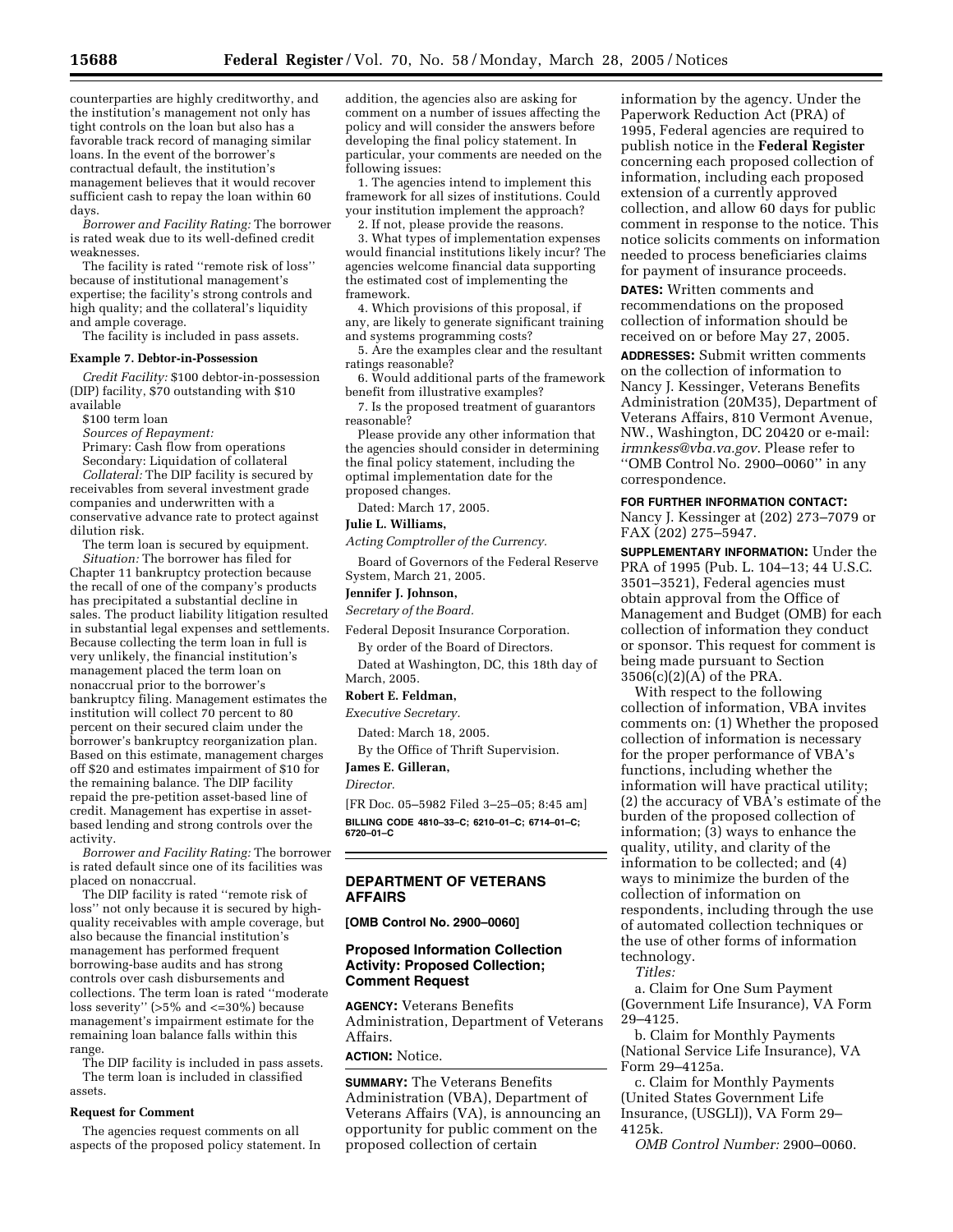counterparties are highly creditworthy, and the institution's management not only has tight controls on the loan but also has a favorable track record of managing similar loans. In the event of the borrower's contractual default, the institution's management believes that it would recover sufficient cash to repay the loan within 60 days.

*Borrower and Facility Rating:* The borrower is rated weak due to its well-defined credit weaknesses.

The facility is rated ''remote risk of loss'' because of institutional management's expertise; the facility's strong controls and high quality; and the collateral's liquidity and ample coverage.

The facility is included in pass assets.

#### Example 7. Debtor-in-Possession

*Credit Facility:* $100 debtor-in-possession (DIP) facility, $70 outstanding with $10 available

$100 term loan

*Sources of Repayment:*

Primary: Cash flow from operations

Secondary: Liquidation of collateral

*Collateral:* The DIP facility is secured by receivables from several investment grade companies and underwritten with a conservative advance rate to protect against dilution risk.

The term loan is secured by equipment.

*Situation:* The borrower has filed for Chapter 11 bankruptcy protection because the recall of one of the company's products has precipitated a substantial decline in sales. The product liability litigation resulted in substantial legal expenses and settlements. Because collecting the term loan in full is very unlikely, the financial institution's management placed the term loan on nonaccrual prior to the borrower's bankruptcy filing. Management estimates the institution will collect 70 percent to 80 percent on their secured claim under the borrower's bankruptcy reorganization plan. Based on this estimate, management charges off $20 and estimates impairment of $10 for the remaining balance. The DIP facility repaid the pre-petition asset-based line of credit. Management has expertise in asset-based lending and strong controls over the activity.

*Borrower and Facility Rating:* The borrower is rated default since one of its facilities was placed on nonaccrual.

The DIP facility is rated ''remote risk of loss'' not only because it is secured by high-quality receivables with ample coverage, but also because the financial institution's management has performed frequent borrowing-base audits and has strong controls over cash disbursements and collections. The term loan is rated ''moderate loss severity'' (>5% and <=30%) because management's impairment estimate for the remaining loan balance falls within this range.

The DIP facility is included in pass assets. The term loan is included in classified assets.

#### Request for Comment

The agencies request comments on all aspects of the proposed policy statement. In addition, the agencies also are asking for comment on a number of issues affecting the policy and will consider the answers before developing the final policy statement. In particular, your comments are needed on the following issues:

1. The agencies intend to implement this framework for all sizes of institutions. Could your institution implement the approach?
2. If not, please provide the reasons.
3. What types of implementation expenses would financial institutions likely incur? The agencies welcome financial data supporting the estimated cost of implementing the framework.
4. Which provisions of this proposal, if any, are likely to generate significant training and systems programming costs?
5. Are the examples clear and the resultant ratings reasonable?
6. Would additional parts of the framework benefit from illustrative examples?
7. Is the proposed treatment of guarantors reasonable?

Please provide any other information that the agencies should consider in determining the final policy statement, including the optimal implementation date for the proposed changes.

Dated: March 17, 2005.

**Julie L. Williams,**

*Acting Comptroller of the Currency.*

Board of Governors of the Federal Reserve System, March 21, 2005.

**Jennifer J. Johnson,**

*Secretary of the Board.*

Federal Deposit Insurance Corporation.

By order of the Board of Directors.

Dated at Washington, DC, this 18th day of March, 2005.

**Robert E. Feldman,**

*Executive Secretary.*

Dated: March 18, 2005.

By the Office of Thrift Supervision.

**James E. Gilleran,**

*Director.*

[FR Doc. 05–5982 Filed 3–25–05; 8:45 am]

**BILLING CODE 4810–33–C; 6210–01–C; 6714–01–C; 6720–01–C**

## DEPARTMENT OF VETERANS AFFAIRS

**[OMB Control No. 2900–0060]**

### Proposed Information Collection Activity: Proposed Collection; Comment Request

**AGENCY:** Veterans Benefits Administration, Department of Veterans Affairs.

**ACTION:** Notice.

**SUMMARY:** The Veterans Benefits Administration (VBA), Department of Veterans Affairs (VA), is announcing an opportunity for public comment on the proposed collection of certain information by the agency. Under the Paperwork Reduction Act (PRA) of 1995, Federal agencies are required to publish notice in the **Federal Register** concerning each proposed collection of information, including each proposed extension of a currently approved collection, and allow 60 days for public comment in response to the notice. This notice solicits comments on information needed to process beneficiaries claims for payment of insurance proceeds.

**DATES:** Written comments and recommendations on the proposed collection of information should be received on or before May 27, 2005.

**ADDRESSES:** Submit written comments on the collection of information to Nancy J. Kessinger, Veterans Benefits Administration (20M35), Department of Veterans Affairs, 810 Vermont Avenue, NW., Washington, DC 20420 or e-mail: *irmnkess@vba.va.gov*. Please refer to ''OMB Control No. 2900–0060'' in any correspondence.

**FOR FURTHER INFORMATION CONTACT:** Nancy J. Kessinger at (202) 273–7079 or FAX (202) 275–5947.

**SUPPLEMENTARY INFORMATION:** Under the PRA of 1995 (Pub. L. 104–13; 44 U.S.C. 3501–3521), Federal agencies must obtain approval from the Office of Management and Budget (OMB) for each collection of information they conduct or sponsor. This request for comment is being made pursuant to Section 3506(c)(2)(A) of the PRA.

With respect to the following collection of information, VBA invites comments on: (1) Whether the proposed collection of information is necessary for the proper performance of VBA's functions, including whether the information will have practical utility; (2) the accuracy of VBA's estimate of the burden of the proposed collection of information; (3) ways to enhance the quality, utility, and clarity of the information to be collected; and (4) ways to minimize the burden of the collection of information on respondents, including through the use of automated collection techniques or the use of other forms of information technology.

*Titles:*

a. Claim for One Sum Payment (Government Life Insurance), VA Form 29–4125.

b. Claim for Monthly Payments (National Service Life Insurance), VA Form 29–4125a.

c. Claim for Monthly Payments (United States Government Life Insurance, (USGLI)), VA Form 29–4125k.

*OMB Control Number:* 2900–0060.